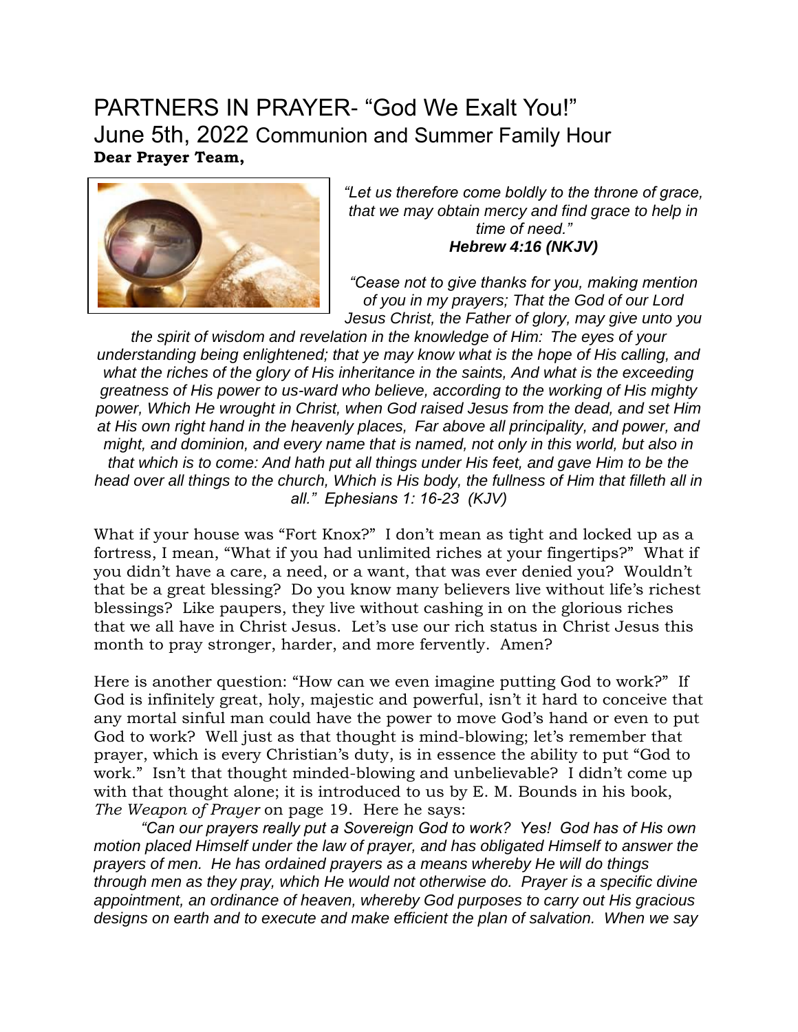# PARTNERS IN PRAYER- "God We Exalt You!"

## June 5th, 2022 Communion and Summer Family Hour

**Dear Prayer Team,**

*"Let us therefore come boldly to the throne of grace, that we may obtain mercy and find grace to help in time of need."*
***Hebrew 4:16 (NKJV)***

*"Cease not to give thanks for you, making mention of you in my prayers; That the God of our Lord Jesus Christ, the Father of glory, may give unto you the spirit of wisdom and revelation in the knowledge of Him: The eyes of your understanding being enlightened; that ye may know what is the hope of His calling, and what the riches of the glory of His inheritance in the saints, And what is the exceeding greatness of His power to us-ward who believe, according to the working of His mighty power, Which He wrought in Christ, when God raised Jesus from the dead, and set Him at His own right hand in the heavenly places, Far above all principality, and power, and might, and dominion, and every name that is named, not only in this world, but also in that which is to come: And hath put all things under His feet, and gave Him to be the head over all things to the church, Which is His body, the fullness of Him that filleth all in all." Ephesians 1: 16-23 (KJV)*

What if your house was "Fort Knox?" I don't mean as tight and locked up as a fortress, I mean, "What if you had unlimited riches at your fingertips?" What if you didn't have a care, a need, or a want, that was ever denied you? Wouldn't that be a great blessing? Do you know many believers live without life's richest blessings? Like paupers, they live without cashing in on the glorious riches that we all have in Christ Jesus. Let's use our rich status in Christ Jesus this month to pray stronger, harder, and more fervently. Amen?

Here is another question: "How can we even imagine putting God to work?" If God is infinitely great, holy, majestic and powerful, isn't it hard to conceive that any mortal sinful man could have the power to move God's hand or even to put God to work? Well just as that thought is mind-blowing; let's remember that prayer, which is every Christian's duty, is in essence the ability to put "God to work." Isn't that thought minded-blowing and unbelievable? I didn't come up with that thought alone; it is introduced to us by E. M. Bounds in his book, *The Weapon of Prayer* on page 19. Here he says:

*"Can our prayers really put a Sovereign God to work? Yes! God has of His own motion placed Himself under the law of prayer, and has obligated Himself to answer the prayers of men. He has ordained prayers as a means whereby He will do things through men as they pray, which He would not otherwise do. Prayer is a specific divine appointment, an ordinance of heaven, whereby God purposes to carry out His gracious designs on earth and to execute and make efficient the plan of salvation. When we say*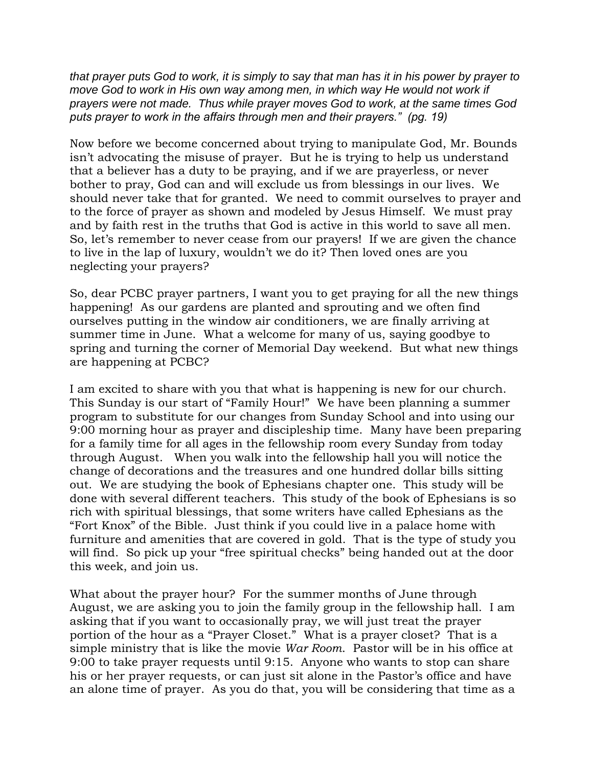*that prayer puts God to work, it is simply to say that man has it in his power by prayer to move God to work in His own way among men, in which way He would not work if prayers were not made. Thus while prayer moves God to work, at the same times God puts prayer to work in the affairs through men and their prayers." (pg. 19)*

Now before we become concerned about trying to manipulate God, Mr. Bounds isn't advocating the misuse of prayer. But he is trying to help us understand that a believer has a duty to be praying, and if we are prayerless, or never bother to pray, God can and will exclude us from blessings in our lives. We should never take that for granted. We need to commit ourselves to prayer and to the force of prayer as shown and modeled by Jesus Himself. We must pray and by faith rest in the truths that God is active in this world to save all men. So, let's remember to never cease from our prayers! If we are given the chance to live in the lap of luxury, wouldn't we do it? Then loved ones are you neglecting your prayers?

So, dear PCBC prayer partners, I want you to get praying for all the new things happening! As our gardens are planted and sprouting and we often find ourselves putting in the window air conditioners, we are finally arriving at summer time in June. What a welcome for many of us, saying goodbye to spring and turning the corner of Memorial Day weekend. But what new things are happening at PCBC?

I am excited to share with you that what is happening is new for our church. This Sunday is our start of "Family Hour!" We have been planning a summer program to substitute for our changes from Sunday School and into using our 9:00 morning hour as prayer and discipleship time. Many have been preparing for a family time for all ages in the fellowship room every Sunday from today through August. When you walk into the fellowship hall you will notice the change of decorations and the treasures and one hundred dollar bills sitting out. We are studying the book of Ephesians chapter one. This study will be done with several different teachers. This study of the book of Ephesians is so rich with spiritual blessings, that some writers have called Ephesians as the "Fort Knox" of the Bible. Just think if you could live in a palace home with furniture and amenities that are covered in gold. That is the type of study you will find. So pick up your "free spiritual checks" being handed out at the door this week, and join us.

What about the prayer hour? For the summer months of June through August, we are asking you to join the family group in the fellowship hall. I am asking that if you want to occasionally pray, we will just treat the prayer portion of the hour as a "Prayer Closet." What is a prayer closet? That is a simple ministry that is like the movie *War Room*. Pastor will be in his office at 9:00 to take prayer requests until 9:15. Anyone who wants to stop can share his or her prayer requests, or can just sit alone in the Pastor's office and have an alone time of prayer. As you do that, you will be considering that time as a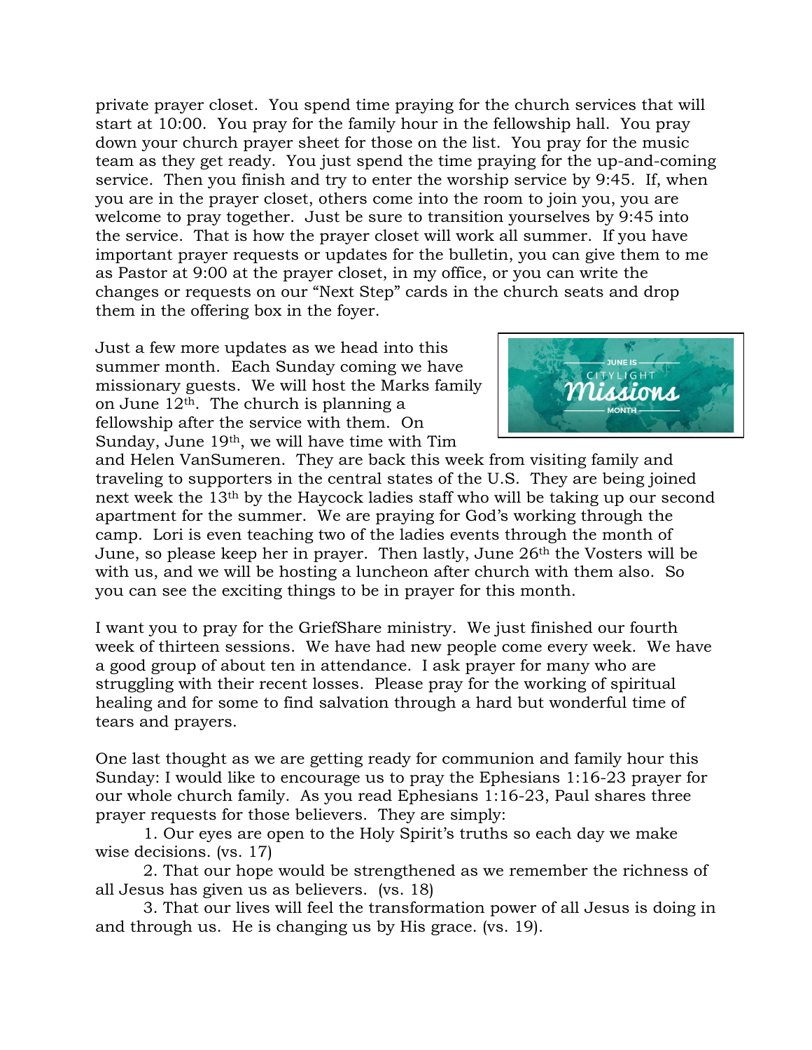private prayer closet. You spend time praying for the church services that will start at 10:00. You pray for the family hour in the fellowship hall. You pray down your church prayer sheet for those on the list. You pray for the music team as they get ready. You just spend the time praying for the up-and-coming service. Then you finish and try to enter the worship service by 9:45. If, when you are in the prayer closet, others come into the room to join you, you are welcome to pray together. Just be sure to transition yourselves by 9:45 into the service. That is how the prayer closet will work all summer. If you have important prayer requests or updates for the bulletin, you can give them to me as Pastor at 9:00 at the prayer closet, in my office, or you can write the changes or requests on our "Next Step" cards in the church seats and drop them in the offering box in the foyer.

Just a few more updates as we head into this summer month. Each Sunday coming we have missionary guests. We will host the Marks family on June 12th. The church is planning a fellowship after the service with them. On Sunday, June 19th, we will have time with Tim and Helen VanSumeren. They are back this week from visiting family and traveling to supporters in the central states of the U.S. They are being joined next week the 13th by the Haycock ladies staff who will be taking up our second apartment for the summer. We are praying for God's working through the camp. Lori is even teaching two of the ladies events through the month of June, so please keep her in prayer. Then lastly, June 26th the Vosters will be with us, and we will be hosting a luncheon after church with them also. So you can see the exciting things to be in prayer for this month.

I want you to pray for the GriefShare ministry. We just finished our fourth week of thirteen sessions. We have had new people come every week. We have a good group of about ten in attendance. I ask prayer for many who are struggling with their recent losses. Please pray for the working of spiritual healing and for some to find salvation through a hard but wonderful time of tears and prayers.

One last thought as we are getting ready for communion and family hour this Sunday: I would like to encourage us to pray the Ephesians 1:16-23 prayer for our whole church family. As you read Ephesians 1:16-23, Paul shares three prayer requests for those believers. They are simply:

1. Our eyes are open to the Holy Spirit's truths so each day we make wise decisions. (vs. 17)
2. That our hope would be strengthened as we remember the richness of all Jesus has given us as believers. (vs. 18)
3. That our lives will feel the transformation power of all Jesus is doing in and through us. He is changing us by His grace. (vs. 19).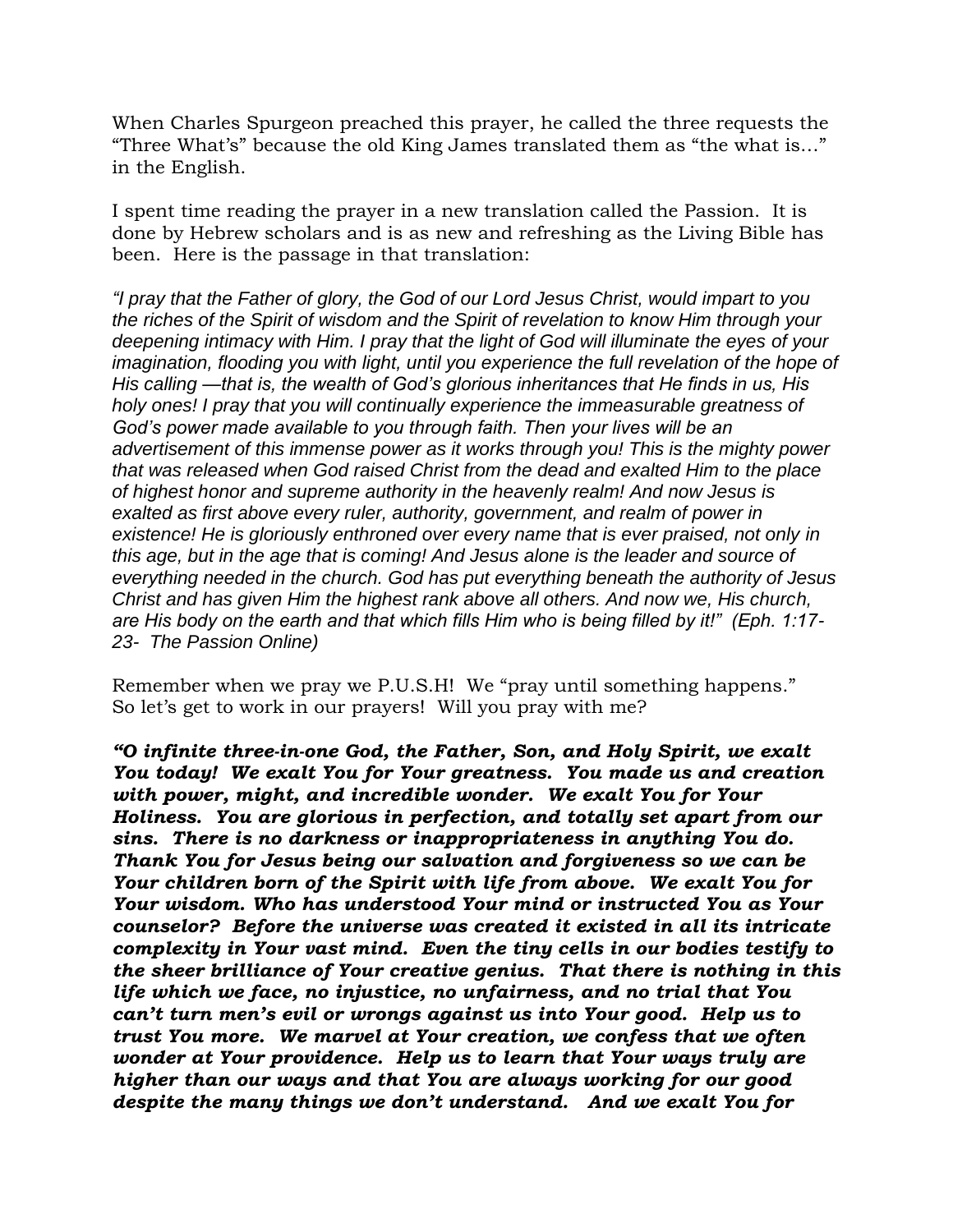When Charles Spurgeon preached this prayer, he called the three requests the "Three What's" because the old King James translated them as "the what is…" in the English.

I spent time reading the prayer in a new translation called the Passion. It is done by Hebrew scholars and is as new and refreshing as the Living Bible has been. Here is the passage in that translation:

*"I pray that the Father of glory, the God of our Lord Jesus Christ, would impart to you the riches of the Spirit of wisdom and the Spirit of revelation to know Him through your deepening intimacy with Him. I pray that the light of God will illuminate the eyes of your imagination, flooding you with light, until you experience the full revelation of the hope of His calling —that is, the wealth of God's glorious inheritances that He finds in us, His holy ones! I pray that you will continually experience the immeasurable greatness of God's power made available to you through faith. Then your lives will be an advertisement of this immense power as it works through you! This is the mighty power that was released when God raised Christ from the dead and exalted Him to the place of highest honor and supreme authority in the heavenly realm! And now Jesus is exalted as first above every ruler, authority, government, and realm of power in existence! He is gloriously enthroned over every name that is ever praised, not only in this age, but in the age that is coming! And Jesus alone is the leader and source of everything needed in the church. God has put everything beneath the authority of Jesus Christ and has given Him the highest rank above all others. And now we, His church, are His body on the earth and that which fills Him who is being filled by it!" (Eph. 1:17-23- The Passion Online)*

Remember when we pray we P.U.S.H! We "pray until something happens." So let's get to work in our prayers! Will you pray with me?

***"O infinite three-in-one God, the Father, Son, and Holy Spirit, we exalt You today! We exalt You for Your greatness. You made us and creation with power, might, and incredible wonder. We exalt You for Your Holiness. You are glorious in perfection, and totally set apart from our sins. There is no darkness or inappropriateness in anything You do. Thank You for Jesus being our salvation and forgiveness so we can be Your children born of the Spirit with life from above. We exalt You for Your wisdom. Who has understood Your mind or instructed You as Your counselor? Before the universe was created it existed in all its intricate complexity in Your vast mind. Even the tiny cells in our bodies testify to the sheer brilliance of Your creative genius. That there is nothing in this life which we face, no injustice, no unfairness, and no trial that You can't turn men's evil or wrongs against us into Your good. Help us to trust You more. We marvel at Your creation, we confess that we often wonder at Your providence. Help us to learn that Your ways truly are higher than our ways and that You are always working for our good despite the many things we don't understand. And we exalt You for***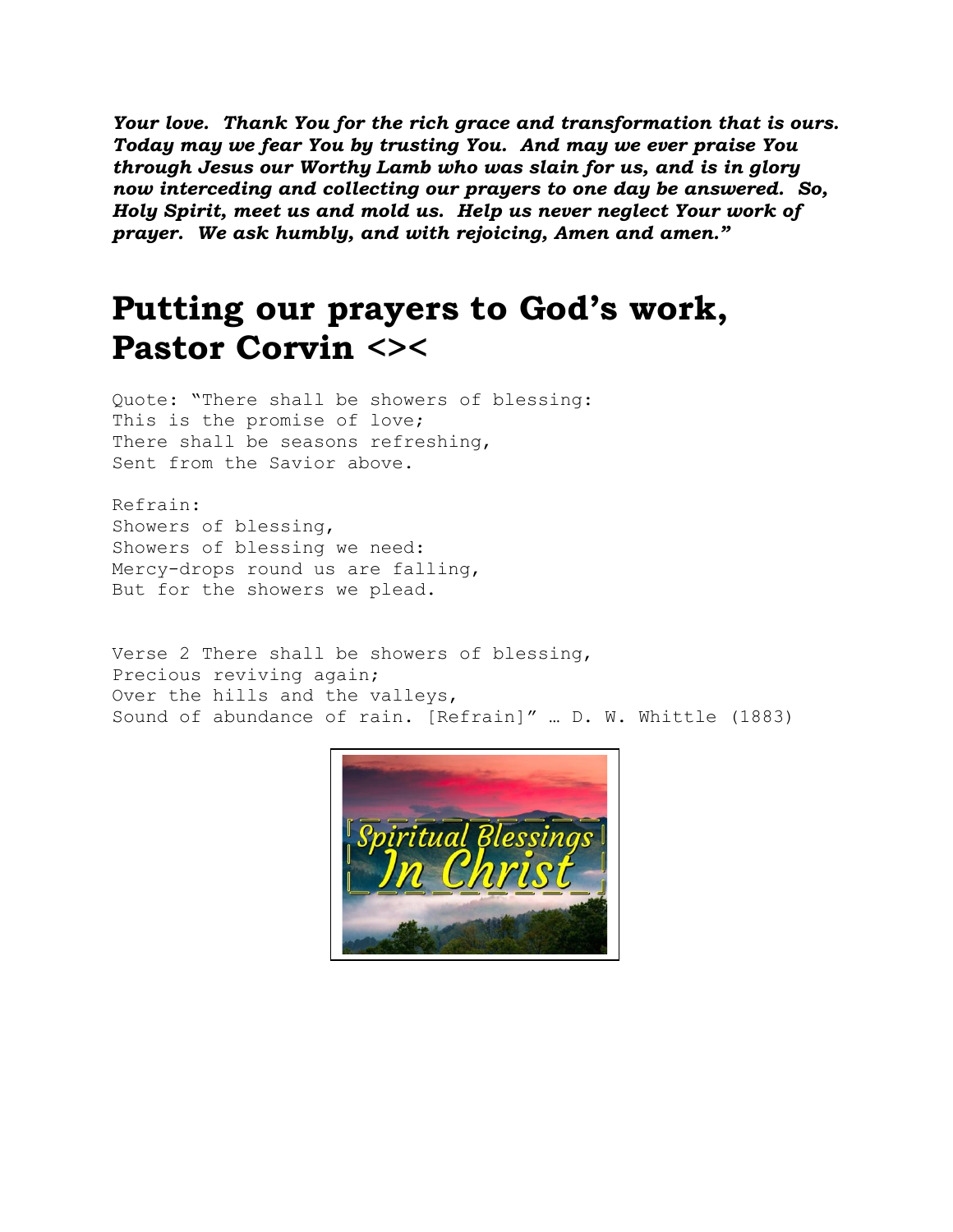***Your love. Thank You for the rich grace and transformation that is ours. Today may we fear You by trusting You. And may we ever praise You through Jesus our Worthy Lamb who was slain for us, and is in glory now interceding and collecting our prayers to one day be answered. So, Holy Spirit, meet us and mold us. Help us never neglect Your work of prayer. We ask humbly, and with rejoicing, Amen and amen."***

# Putting our prayers to God's work, Pastor Corvin <><

Quote: "There shall be showers of blessing:
This is the promise of love;
There shall be seasons refreshing,
Sent from the Savior above.

Refrain:
Showers of blessing,
Showers of blessing we need:
Mercy-drops round us are falling,
But for the showers we plead.

Verse 2 There shall be showers of blessing,
Precious reviving again;
Over the hills and the valleys,
Sound of abundance of rain. [Refrain]" … D. W. Whittle (1883)

Spiritual Blessings In Christ